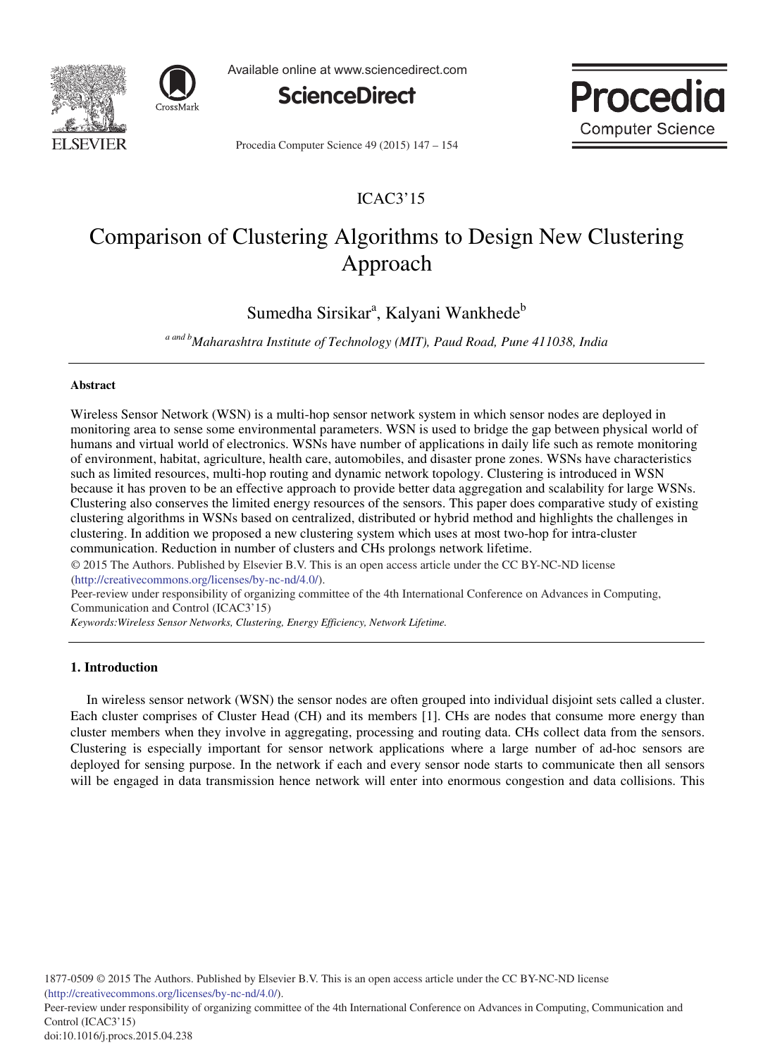ICAC3'15

# Comparison of Clustering Algorithms to Design New Clustering Approach

Sumedha Sirsikar[a], Kalyani Wankhede[b]

[a and b] *Maharashtra Institute of Technology (MIT), Paud Road, Pune 411038, India*

## Abstract

Wireless Sensor Network (WSN) is a multi-hop sensor network system in which sensor nodes are deployed in monitoring area to sense some environmental parameters. WSN is used to bridge the gap between physical world of humans and virtual world of electronics. WSNs have number of applications in daily life such as remote monitoring of environment, habitat, agriculture, health care, automobiles, and disaster prone zones. WSNs have characteristics such as limited resources, multi-hop routing and dynamic network topology. Clustering is introduced in WSN because it has proven to be an effective approach to provide better data aggregation and scalability for large WSNs. Clustering also conserves the limited energy resources of the sensors. This paper does comparative study of existing clustering algorithms in WSNs based on centralized, distributed or hybrid method and highlights the challenges in clustering. In addition we proposed a new clustering system which uses at most two-hop for intra-cluster communication. Reduction in number of clusters and CHs prolongs network lifetime.

© 2015 The Authors. Published by Elsevier B.V. This is an open access article under the CC BY-NC-ND license (http://creativecommons.org/licenses/by-nc-nd/4.0/).

Peer-review under responsibility of organizing committee of the 4th International Conference on Advances in Computing, Communication and Control (ICAC3'15)

*Keywords:Wireless Sensor Networks, Clustering, Energy Efficiency, Network Lifetime.*

## 1. Introduction

In wireless sensor network (WSN) the sensor nodes are often grouped into individual disjoint sets called a cluster. Each cluster comprises of Cluster Head (CH) and its members [1]. CHs are nodes that consume more energy than cluster members when they involve in aggregating, processing and routing data. CHs collect data from the sensors. Clustering is especially important for sensor network applications where a large number of ad-hoc sensors are deployed for sensing purpose. In the network if each and every sensor node starts to communicate then all sensors will be engaged in data transmission hence network will enter into enormous congestion and data collisions. This

1877-0509 © 2015 The Authors. Published by Elsevier B.V. This is an open access article under the CC BY-NC-ND license (http://creativecommons.org/licenses/by-nc-nd/4.0/).

Peer-review under responsibility of organizing committee of the 4th International Conference on Advances in Computing, Communication and Control (ICAC3'15)

doi:10.1016/j.procs.2015.04.238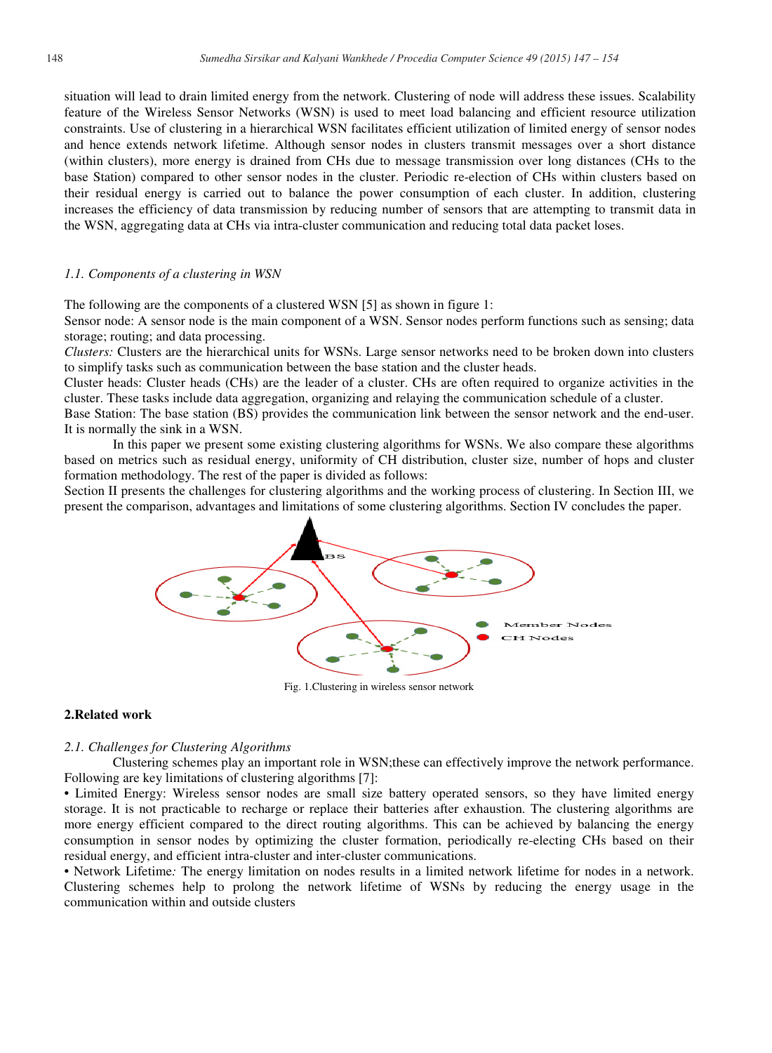situation will lead to drain limited energy from the network. Clustering of node will address these issues. Scalability feature of the Wireless Sensor Networks (WSN) is used to meet load balancing and efficient resource utilization constraints. Use of clustering in a hierarchical WSN facilitates efficient utilization of limited energy of sensor nodes and hence extends network lifetime. Although sensor nodes in clusters transmit messages over a short distance (within clusters), more energy is drained from CHs due to message transmission over long distances (CHs to the base Station) compared to other sensor nodes in the cluster. Periodic re-election of CHs within clusters based on their residual energy is carried out to balance the power consumption of each cluster. In addition, clustering increases the efficiency of data transmission by reducing number of sensors that are attempting to transmit data in the WSN, aggregating data at CHs via intra-cluster communication and reducing total data packet loses.

### *1.1. Components of a clustering in WSN*

The following are the components of a clustered WSN [5] as shown in figure 1:

Sensor node: A sensor node is the main component of a WSN. Sensor nodes perform functions such as sensing; data storage; routing; and data processing.

*Clusters:* Clusters are the hierarchical units for WSNs. Large sensor networks need to be broken down into clusters to simplify tasks such as communication between the base station and the cluster heads.

Cluster heads: Cluster heads (CHs) are the leader of a cluster. CHs are often required to organize activities in the cluster. These tasks include data aggregation, organizing and relaying the communication schedule of a cluster.

Base Station: The base station (BS) provides the communication link between the sensor network and the end-user. It is normally the sink in a WSN.

In this paper we present some existing clustering algorithms for WSNs. We also compare these algorithms based on metrics such as residual energy, uniformity of CH distribution, cluster size, number of hops and cluster formation methodology. The rest of the paper is divided as follows:

Section II presents the challenges for clustering algorithms and the working process of clustering. In Section III, we present the comparison, advantages and limitations of some clustering algorithms. Section IV concludes the paper.

Fig. 1.Clustering in wireless sensor network

## 2.Related work

### *2.1. Challenges for Clustering Algorithms*

Clustering schemes play an important role in WSN;these can effectively improve the network performance. Following are key limitations of clustering algorithms [7]:

- Limited Energy: Wireless sensor nodes are small size battery operated sensors, so they have limited energy storage. It is not practicable to recharge or replace their batteries after exhaustion. The clustering algorithms are more energy efficient compared to the direct routing algorithms. This can be achieved by balancing the energy consumption in sensor nodes by optimizing the cluster formation, periodically re-electing CHs based on their residual energy, and efficient intra-cluster and inter-cluster communications.
- Network Lifetime*:* The energy limitation on nodes results in a limited network lifetime for nodes in a network. Clustering schemes help to prolong the network lifetime of WSNs by reducing the energy usage in the communication within and outside clusters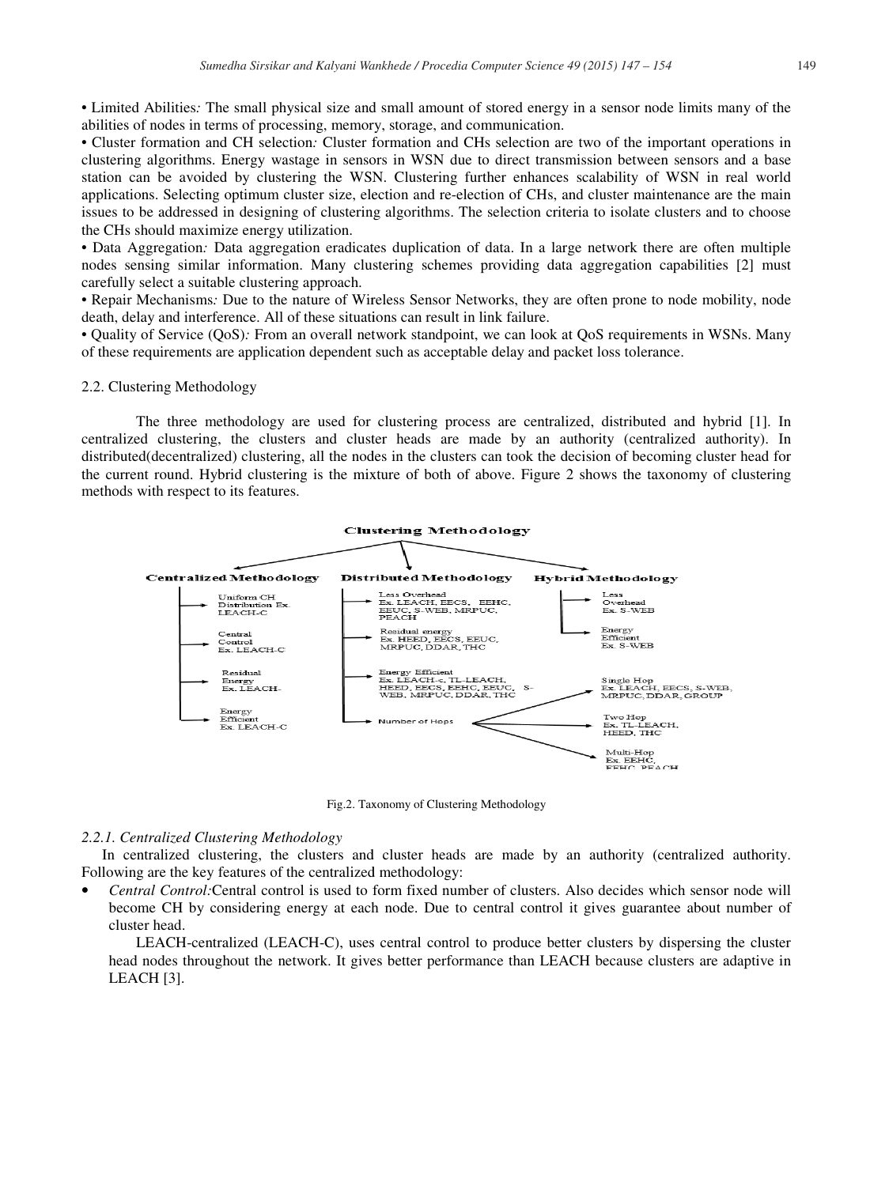• Limited Abilities*:* The small physical size and small amount of stored energy in a sensor node limits many of the abilities of nodes in terms of processing, memory, storage, and communication.

• Cluster formation and CH selection*:* Cluster formation and CHs selection are two of the important operations in clustering algorithms. Energy wastage in sensors in WSN due to direct transmission between sensors and a base station can be avoided by clustering the WSN. Clustering further enhances scalability of WSN in real world applications. Selecting optimum cluster size, election and re-election of CHs, and cluster maintenance are the main issues to be addressed in designing of clustering algorithms. The selection criteria to isolate clusters and to choose the CHs should maximize energy utilization.

• Data Aggregation*:* Data aggregation eradicates duplication of data. In a large network there are often multiple nodes sensing similar information. Many clustering schemes providing data aggregation capabilities [2] must carefully select a suitable clustering approach.

• Repair Mechanisms*:* Due to the nature of Wireless Sensor Networks, they are often prone to node mobility, node death, delay and interference. All of these situations can result in link failure.

• Quality of Service (QoS)*:* From an overall network standpoint, we can look at QoS requirements in WSNs. Many of these requirements are application dependent such as acceptable delay and packet loss tolerance.

## 2.2. Clustering Methodology

The three methodology are used for clustering process are centralized, distributed and hybrid [1]. In centralized clustering, the clusters and cluster heads are made by an authority (centralized authority). In distributed(decentralized) clustering, all the nodes in the clusters can took the decision of becoming cluster head for the current round. Hybrid clustering is the mixture of both of above. Figure 2 shows the taxonomy of clustering methods with respect to its features.

Clustering Methodology

- Centralized Methodology
  - Uniform CH Distribution Ex. LEACH-C
  - Central Control Ex. LEACH-C
  - Residual Energy Ex. LEACH-
  - Energy Efficient Ex. LEACH-C
- Distributed Methodology
  - Less Overhead Ex. LEACH, EECS, EEHC, EEUC, S-WEB, MRPUC, PEACH
  - Residual energy Ex. HEED, EECS, EEUC, MRPUC, DDAR, THC
  - Energy Efficient Ex. LEACH-c, TL-LEACH, HEED, EECS, EEHC, EEUC, S-WEB, MRPUC, DDAR, THC
  - Number of Hops
    - Single Hop Ex. LEACH, EECS, S-WEB, MRPUC, DDAR, GROUP
    - Two Hop Ex. TL-LEACH, HEED, THC
    - Multi-Hop Ex. EEHC, EEHC, PEACH
- Hybrid Methodology
  - Less Overhead Ex. S-WEB
  - Energy Efficient Ex. S-WEB

Fig.2. Taxonomy of Clustering Methodology

### *2.2.1. Centralized Clustering Methodology*

In centralized clustering, the clusters and cluster heads are made by an authority (centralized authority. Following are the key features of the centralized methodology:

- *Central Control:*Central control is used to form fixed number of clusters. Also decides which sensor node will become CH by considering energy at each node. Due to central control it gives guarantee about number of cluster head.

  LEACH-centralized (LEACH-C), uses central control to produce better clusters by dispersing the cluster head nodes throughout the network. It gives better performance than LEACH because clusters are adaptive in LEACH [3].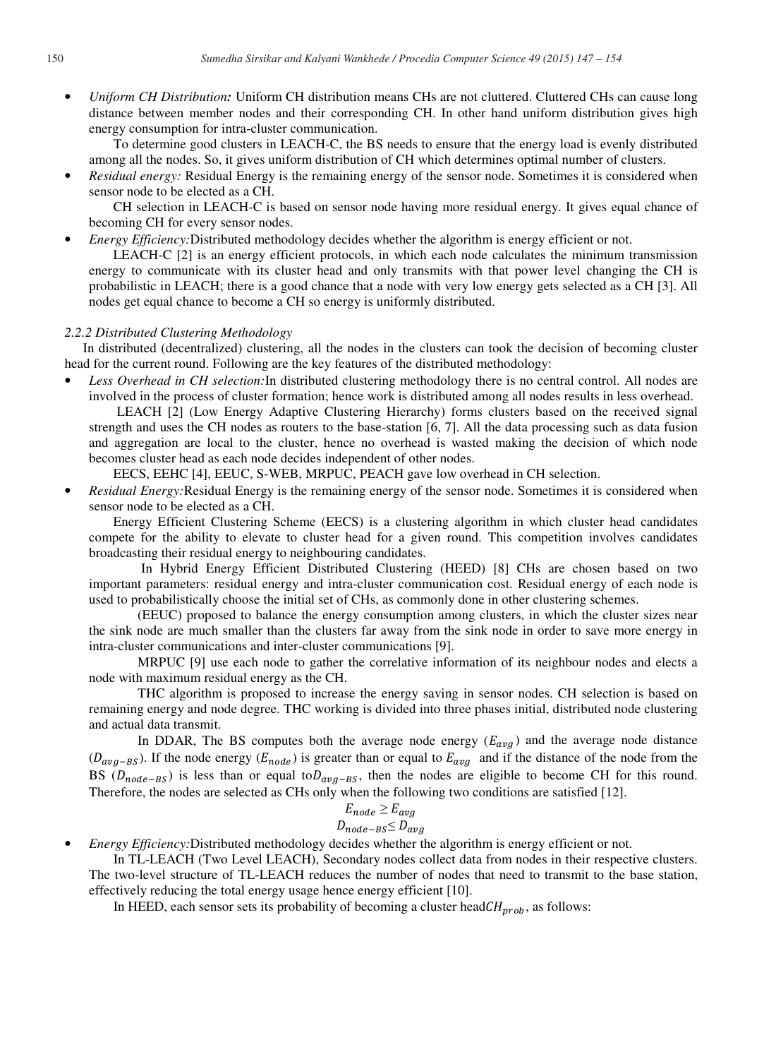- *Uniform CH Distribution:* Uniform CH distribution means CHs are not cluttered. Cluttered CHs can cause long distance between member nodes and their corresponding CH. In other hand uniform distribution gives high energy consumption for intra-cluster communication.

  To determine good clusters in LEACH-C, the BS needs to ensure that the energy load is evenly distributed among all the nodes. So, it gives uniform distribution of CH which determines optimal number of clusters.

- *Residual energy:* Residual Energy is the remaining energy of the sensor node. Sometimes it is considered when sensor node to be elected as a CH.

  CH selection in LEACH-C is based on sensor node having more residual energy. It gives equal chance of becoming CH for every sensor nodes.

- *Energy Efficiency:*Distributed methodology decides whether the algorithm is energy efficient or not.

  LEACH-C [2] is an energy efficient protocols, in which each node calculates the minimum transmission energy to communicate with its cluster head and only transmits with that power level changing the CH is probabilistic in LEACH; there is a good chance that a node with very low energy gets selected as a CH [3]. All nodes get equal chance to become a CH so energy is uniformly distributed.

#### *2.2.2 Distributed Clustering Methodology*

In distributed (decentralized) clustering, all the nodes in the clusters can took the decision of becoming cluster head for the current round. Following are the key features of the distributed methodology:

- *Less Overhead in CH selection:*In distributed clustering methodology there is no central control. All nodes are involved in the process of cluster formation; hence work is distributed among all nodes results in less overhead.

  LEACH [2] (Low Energy Adaptive Clustering Hierarchy) forms clusters based on the received signal strength and uses the CH nodes as routers to the base-station [6, 7]. All the data processing such as data fusion and aggregation are local to the cluster, hence no overhead is wasted making the decision of which node becomes cluster head as each node decides independent of other nodes.

  EECS, EEHC [4], EEUC, S-WEB, MRPUC, PEACH gave low overhead in CH selection.

- *Residual Energy:*Residual Energy is the remaining energy of the sensor node. Sometimes it is considered when sensor node to be elected as a CH.

  Energy Efficient Clustering Scheme (EECS) is a clustering algorithm in which cluster head candidates compete for the ability to elevate to cluster head for a given round. This competition involves candidates broadcasting their residual energy to neighbouring candidates.

  In Hybrid Energy Efficient Distributed Clustering (HEED) [8] CHs are chosen based on two important parameters: residual energy and intra-cluster communication cost. Residual energy of each node is used to probabilistically choose the initial set of CHs, as commonly done in other clustering schemes.

  (EEUC) proposed to balance the energy consumption among clusters, in which the cluster sizes near the sink node are much smaller than the clusters far away from the sink node in order to save more energy in intra-cluster communications and inter-cluster communications [9].

  MRPUC [9] use each node to gather the correlative information of its neighbour nodes and elects a node with maximum residual energy as the CH.

  THC algorithm is proposed to increase the energy saving in sensor nodes. CH selection is based on remaining energy and node degree. THC working is divided into three phases initial, distributed node clustering and actual data transmit.

  In DDAR, The BS computes both the average node energy ($E_{avg}$) and the average node distance ($D_{avg-BS}$). If the node energy ($E_{node}$) is greater than or equal to $E_{avg}$ and if the distance of the node from the BS ($D_{node-BS}$) is less than or equal to $D_{avg-BS}$, then the nodes are eligible to become CH for this round. Therefore, the nodes are selected as CHs only when the following two conditions are satisfied [12].

$$E_{node} \geq E_{avg}$$
$$D_{node-BS} \leq D_{avg}$$

- *Energy Efficiency:*Distributed methodology decides whether the algorithm is energy efficient or not.

  In TL-LEACH (Two Level LEACH), Secondary nodes collect data from nodes in their respective clusters. The two-level structure of TL-LEACH reduces the number of nodes that need to transmit to the base station, effectively reducing the total energy usage hence energy efficient [10].

  In HEED, each sensor sets its probability of becoming a cluster head $CH_{prob}$, as follows: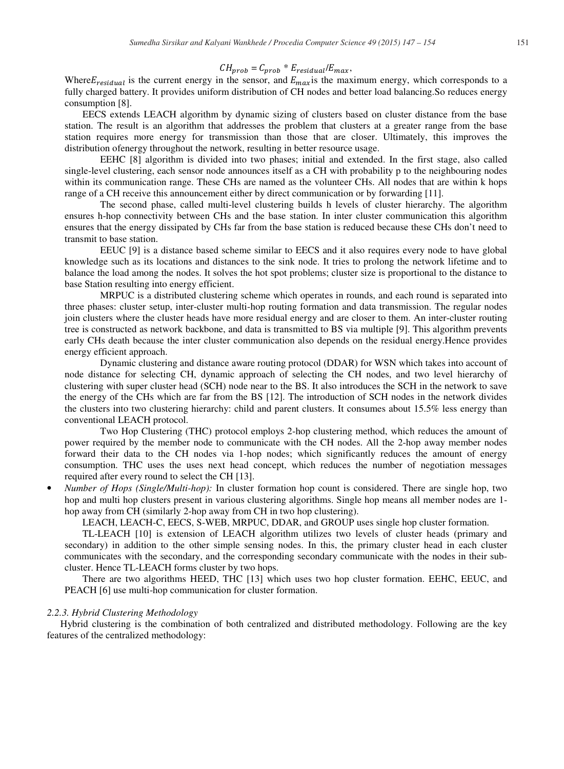$$CH_{prob} = C_{prob} * E_{residual}/E_{max},$$

Where $E_{residual}$ is the current energy in the sensor, and $E_{max}$ is the maximum energy, which corresponds to a fully charged battery. It provides uniform distribution of CH nodes and better load balancing.So reduces energy consumption [8].

EECS extends LEACH algorithm by dynamic sizing of clusters based on cluster distance from the base station. The result is an algorithm that addresses the problem that clusters at a greater range from the base station requires more energy for transmission than those that are closer. Ultimately, this improves the distribution ofenergy throughout the network, resulting in better resource usage.

EEHC [8] algorithm is divided into two phases; initial and extended. In the first stage, also called single-level clustering, each sensor node announces itself as a CH with probability p to the neighbouring nodes within its communication range. These CHs are named as the volunteer CHs. All nodes that are within k hops range of a CH receive this announcement either by direct communication or by forwarding [11].

The second phase, called multi-level clustering builds h levels of cluster hierarchy. The algorithm ensures h-hop connectivity between CHs and the base station. In inter cluster communication this algorithm ensures that the energy dissipated by CHs far from the base station is reduced because these CHs don't need to transmit to base station.

EEUC [9] is a distance based scheme similar to EECS and it also requires every node to have global knowledge such as its locations and distances to the sink node. It tries to prolong the network lifetime and to balance the load among the nodes. It solves the hot spot problems; cluster size is proportional to the distance to base Station resulting into energy efficient.

MRPUC is a distributed clustering scheme which operates in rounds, and each round is separated into three phases: cluster setup, inter-cluster multi-hop routing formation and data transmission. The regular nodes join clusters where the cluster heads have more residual energy and are closer to them. An inter-cluster routing tree is constructed as network backbone, and data is transmitted to BS via multiple [9]. This algorithm prevents early CHs death because the inter cluster communication also depends on the residual energy.Hence provides energy efficient approach.

Dynamic clustering and distance aware routing protocol (DDAR) for WSN which takes into account of node distance for selecting CH, dynamic approach of selecting the CH nodes, and two level hierarchy of clustering with super cluster head (SCH) node near to the BS. It also introduces the SCH in the network to save the energy of the CHs which are far from the BS [12]. The introduction of SCH nodes in the network divides the clusters into two clustering hierarchy: child and parent clusters. It consumes about 15.5% less energy than conventional LEACH protocol.

Two Hop Clustering (THC) protocol employs 2-hop clustering method, which reduces the amount of power required by the member node to communicate with the CH nodes. All the 2-hop away member nodes forward their data to the CH nodes via 1-hop nodes; which significantly reduces the amount of energy consumption. THC uses the uses next head concept, which reduces the number of negotiation messages required after every round to select the CH [13].

- *Number of Hops (Single/Multi-hop):* In cluster formation hop count is considered. There are single hop, two hop and multi hop clusters present in various clustering algorithms. Single hop means all member nodes are 1-hop away from CH (similarly 2-hop away from CH in two hop clustering).

  LEACH, LEACH-C, EECS, S-WEB, MRPUC, DDAR, and GROUP uses single hop cluster formation.

  TL-LEACH [10] is extension of LEACH algorithm utilizes two levels of cluster heads (primary and secondary) in addition to the other simple sensing nodes. In this, the primary cluster head in each cluster communicates with the secondary, and the corresponding secondary communicate with the nodes in their sub-cluster. Hence TL-LEACH forms cluster by two hops.

  There are two algorithms HEED, THC [13] which uses two hop cluster formation. EEHC, EEUC, and PEACH [6] use multi-hop communication for cluster formation.

#### *2.2.3. Hybrid Clustering Methodology*

Hybrid clustering is the combination of both centralized and distributed methodology. Following are the key features of the centralized methodology: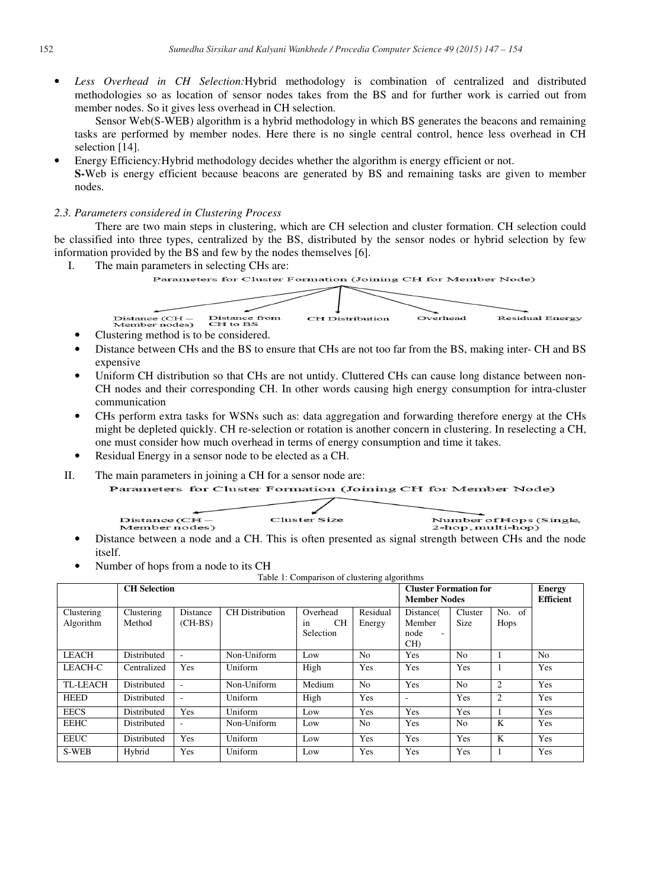- *Less Overhead in CH Selection:* Hybrid methodology is combination of centralized and distributed methodologies so as location of sensor nodes takes from the BS and for further work is carried out from member nodes. So it gives less overhead in CH selection.

  Sensor Web(S-WEB) algorithm is a hybrid methodology in which BS generates the beacons and remaining tasks are performed by member nodes. Here there is no single central control, hence less overhead in CH selection [14].
- Energy Efficiency*:* Hybrid methodology decides whether the algorithm is energy efficient or not.
  **S-**Web is energy efficient because beacons are generated by BS and remaining tasks are given to member nodes.

### *2.3. Parameters considered in Clustering Process*

There are two main steps in clustering, which are CH selection and cluster formation. CH selection could be classified into three types, centralized by the BS, distributed by the sensor nodes or hybrid selection by few information provided by the BS and few by the nodes themselves [6].

I. The main parameters in selecting CHs are:

Parameters for Cluster Formation (Joining CH for Member Node)

Distance (CH – Member nodes) | Distance from CH to BS | CH Distribution | Overhead | Residual Energy

- Clustering method is to be considered.
- Distance between CHs and the BS to ensure that CHs are not too far from the BS, making inter- CH and BS expensive
- Uniform CH distribution so that CHs are not untidy. Cluttered CHs can cause long distance between non-CH nodes and their corresponding CH. In other words causing high energy consumption for intra-cluster communication
- CHs perform extra tasks for WSNs such as: data aggregation and forwarding therefore energy at the CHs might be depleted quickly. CH re-selection or rotation is another concern in clustering. In reselecting a CH, one must consider how much overhead in terms of energy consumption and time it takes.
- Residual Energy in a sensor node to be elected as a CH.

II. The main parameters in joining a CH for a sensor node are:

Parameters for Cluster Formation (Joining CH for Member Node)

Distance (CH – Member nodes) | Cluster Size | Number of Hops (Single, 2-hop, multi-hop)

- Distance between a node and a CH. This is often presented as signal strength between CHs and the node itself.
- Number of hops from a node to its CH

Table 1: Comparison of clustering algorithms

| | CH Selection | | | | | Cluster Formation for Member Nodes | | | Energy Efficient |
|---|---|---|---|---|---|---|---|---|---|
| Clustering Algorithm | Clustering Method | Distance (CH-BS) | CH Distribution | Overhead in CH Selection | Residual Energy | Distance( Member node - CH) | Cluster Size | No. of Hops | |
| LEACH | Distributed | - | Non-Uniform | Low | No | Yes | No | 1 | No |
| LEACH-C | Centralized | Yes | Uniform | High | Yes | Yes | Yes | 1 | Yes |
| TL-LEACH | Distributed | - | Non-Uniform | Medium | No | Yes | No | 2 | Yes |
| HEED | Distributed | - | Uniform | High | Yes | - | Yes | 2 | Yes |
| EECS | Distributed | Yes | Uniform | Low | Yes | Yes | Yes | 1 | Yes |
| EEHC | Distributed | - | Non-Uniform | Low | No | Yes | No | K | Yes |
| EEUC | Distributed | Yes | Uniform | Low | Yes | Yes | Yes | K | Yes |
| S-WEB | Hybrid | Yes | Uniform | Low | Yes | Yes | Yes | 1 | Yes |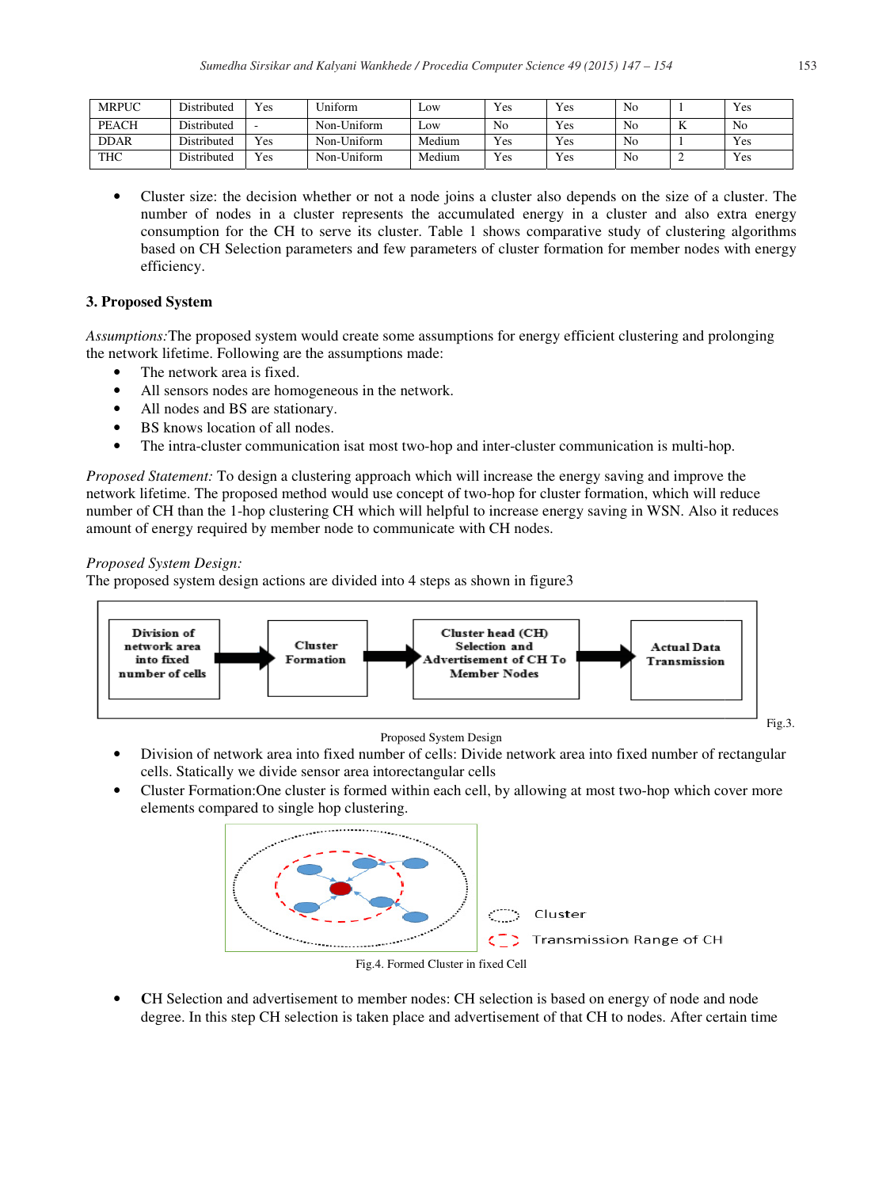| MRPUC | Distributed | Yes | Uniform | Low | Yes | Yes | No | 1 | Yes |
|---|---|---|---|---|---|---|---|---|---|
| PEACH | Distributed | - | Non-Uniform | Low | No | Yes | No | K | No |
| DDAR | Distributed | Yes | Non-Uniform | Medium | Yes | Yes | No | 1 | Yes |
| THC | Distributed | Yes | Non-Uniform | Medium | Yes | Yes | No | 2 | Yes |

- Cluster size: the decision whether or not a node joins a cluster also depends on the size of a cluster. The number of nodes in a cluster represents the accumulated energy in a cluster and also extra energy consumption for the CH to serve its cluster. Table 1 shows comparative study of clustering algorithms based on CH Selection parameters and few parameters of cluster formation for member nodes with energy efficiency.

## 3. Proposed System

*Assumptions:*The proposed system would create some assumptions for energy efficient clustering and prolonging the network lifetime. Following are the assumptions made:

- The network area is fixed.
- All sensors nodes are homogeneous in the network.
- All nodes and BS are stationary.
- BS knows location of all nodes.
- The intra-cluster communication isat most two-hop and inter-cluster communication is multi-hop.

*Proposed Statement:* To design a clustering approach which will increase the energy saving and improve the network lifetime. The proposed method would use concept of two-hop for cluster formation, which will reduce number of CH than the 1-hop clustering CH which will helpful to increase energy saving in WSN. Also it reduces amount of energy required by member node to communicate with CH nodes.

*Proposed System Design:*
The proposed system design actions are divided into 4 steps as shown in figure3

Division of network area into fixed number of cells → Cluster Formation → Cluster head (CH) Selection and Advertisement of CH To Member Nodes → Actual Data Transmission

Fig.3. Proposed System Design

- Division of network area into fixed number of cells: Divide network area into fixed number of rectangular cells. Statically we divide sensor area intorectangular cells
- Cluster Formation:One cluster is formed within each cell, by allowing at most two-hop which cover more elements compared to single hop clustering.

Cluster
Transmission Range of CH

Fig.4. Formed Cluster in fixed Cell

- CH Selection and advertisement to member nodes: CH selection is based on energy of node and node degree. In this step CH selection is taken place and advertisement of that CH to nodes. After certain time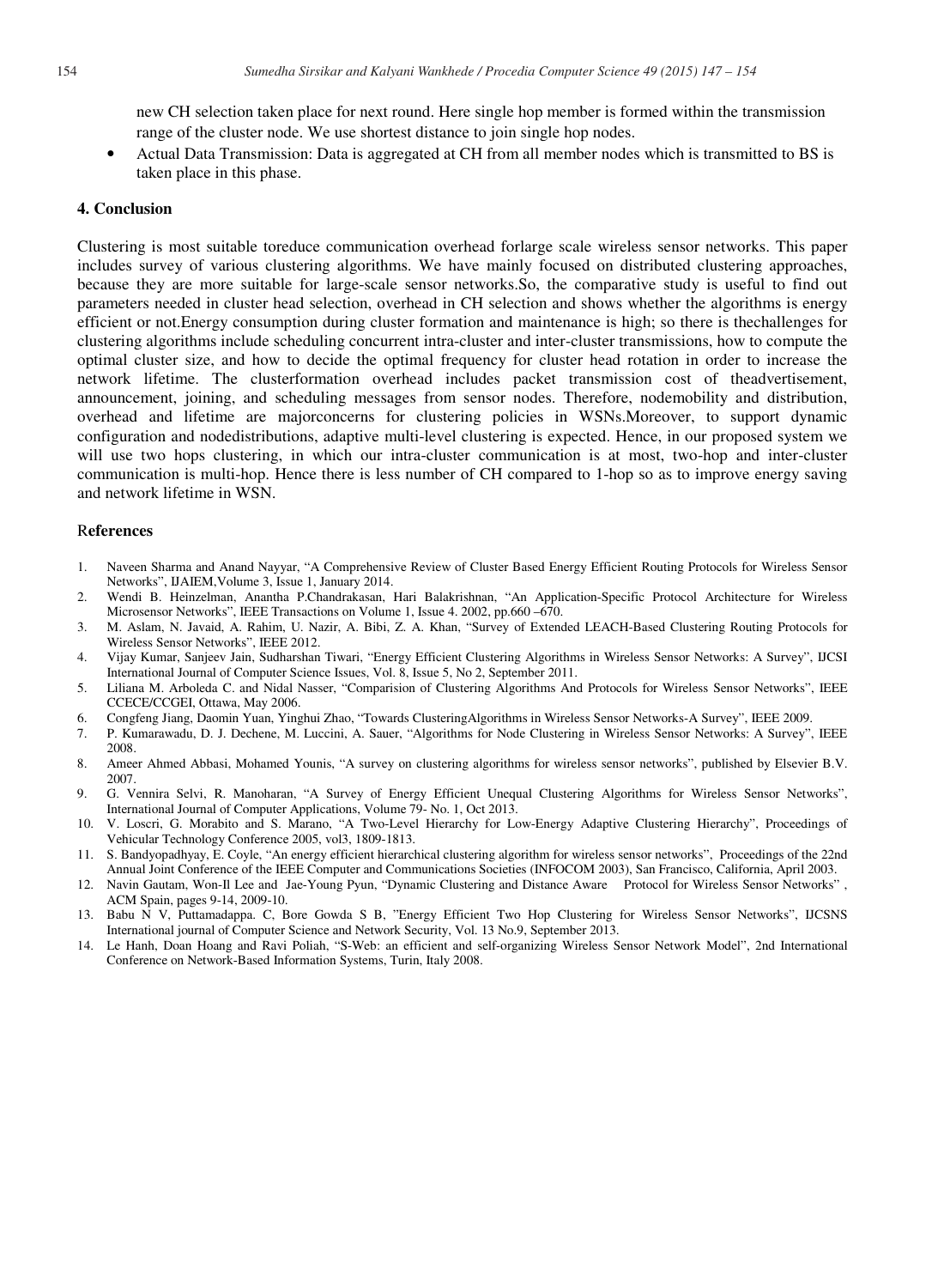new CH selection taken place for next round. Here single hop member is formed within the transmission range of the cluster node. We use shortest distance to join single hop nodes.

- Actual Data Transmission: Data is aggregated at CH from all member nodes which is transmitted to BS is taken place in this phase.

## 4. Conclusion

Clustering is most suitable toreduce communication overhead forlarge scale wireless sensor networks. This paper includes survey of various clustering algorithms. We have mainly focused on distributed clustering approaches, because they are more suitable for large-scale sensor networks.So, the comparative study is useful to find out parameters needed in cluster head selection, overhead in CH selection and shows whether the algorithms is energy efficient or not.Energy consumption during cluster formation and maintenance is high; so there is thechallenges for clustering algorithms include scheduling concurrent intra-cluster and inter-cluster transmissions, how to compute the optimal cluster size, and how to decide the optimal frequency for cluster head rotation in order to increase the network lifetime. The clusterformation overhead includes packet transmission cost of theadvertisement, announcement, joining, and scheduling messages from sensor nodes. Therefore, nodemobility and distribution, overhead and lifetime are majorconcerns for clustering policies in WSNs.Moreover, to support dynamic configuration and nodedistributions, adaptive multi-level clustering is expected. Hence, in our proposed system we will use two hops clustering, in which our intra-cluster communication is at most, two-hop and inter-cluster communication is multi-hop. Hence there is less number of CH compared to 1-hop so as to improve energy saving and network lifetime in WSN.

## References

1. Naveen Sharma and Anand Nayyar, "A Comprehensive Review of Cluster Based Energy Efficient Routing Protocols for Wireless Sensor Networks", IJAIEM,Volume 3, Issue 1, January 2014.
2. Wendi B. Heinzelman, Anantha P.Chandrakasan, Hari Balakrishnan, "An Application-Specific Protocol Architecture for Wireless Microsensor Networks", IEEE Transactions on Volume 1, Issue 4. 2002, pp.660 –670.
3. M. Aslam, N. Javaid, A. Rahim, U. Nazir, A. Bibi, Z. A. Khan, "Survey of Extended LEACH-Based Clustering Routing Protocols for Wireless Sensor Networks", IEEE 2012.
4. Vijay Kumar, Sanjeev Jain, Sudharshan Tiwari, "Energy Efficient Clustering Algorithms in Wireless Sensor Networks: A Survey", IJCSI International Journal of Computer Science Issues, Vol. 8, Issue 5, No 2, September 2011.
5. Liliana M. Arboleda C. and Nidal Nasser, "Comparision of Clustering Algorithms And Protocols for Wireless Sensor Networks", IEEE CCECE/CCGEI, Ottawa, May 2006.
6. Congfeng Jiang, Daomin Yuan, Yinghui Zhao, "Towards ClusteringAlgorithms in Wireless Sensor Networks-A Survey", IEEE 2009.
7. P. Kumarawadu, D. J. Dechene, M. Luccini, A. Sauer, "Algorithms for Node Clustering in Wireless Sensor Networks: A Survey", IEEE 2008.
8. Ameer Ahmed Abbasi, Mohamed Younis, "A survey on clustering algorithms for wireless sensor networks", published by Elsevier B.V. 2007.
9. G. Vennira Selvi, R. Manoharan, "A Survey of Energy Efficient Unequal Clustering Algorithms for Wireless Sensor Networks", International Journal of Computer Applications, Volume 79- No. 1, Oct 2013.
10. V. Loscri, G. Morabito and S. Marano, "A Two-Level Hierarchy for Low-Energy Adaptive Clustering Hierarchy", Proceedings of Vehicular Technology Conference 2005, vol3, 1809-1813.
11. S. Bandyopadhyay, E. Coyle, "An energy efficient hierarchical clustering algorithm for wireless sensor networks", Proceedings of the 22nd Annual Joint Conference of the IEEE Computer and Communications Societies (INFOCOM 2003), San Francisco, California, April 2003.
12. Navin Gautam, Won-Il Lee and Jae-Young Pyun, "Dynamic Clustering and Distance Aware Protocol for Wireless Sensor Networks" , ACM Spain, pages 9-14, 2009-10.
13. Babu N V, Puttamadappa. C, Bore Gowda S B, "Energy Efficient Two Hop Clustering for Wireless Sensor Networks", IJCSNS International journal of Computer Science and Network Security, Vol. 13 No.9, September 2013.
14. Le Hanh, Doan Hoang and Ravi Poliah, "S-Web: an efficient and self-organizing Wireless Sensor Network Model", 2nd International Conference on Network-Based Information Systems, Turin, Italy 2008.